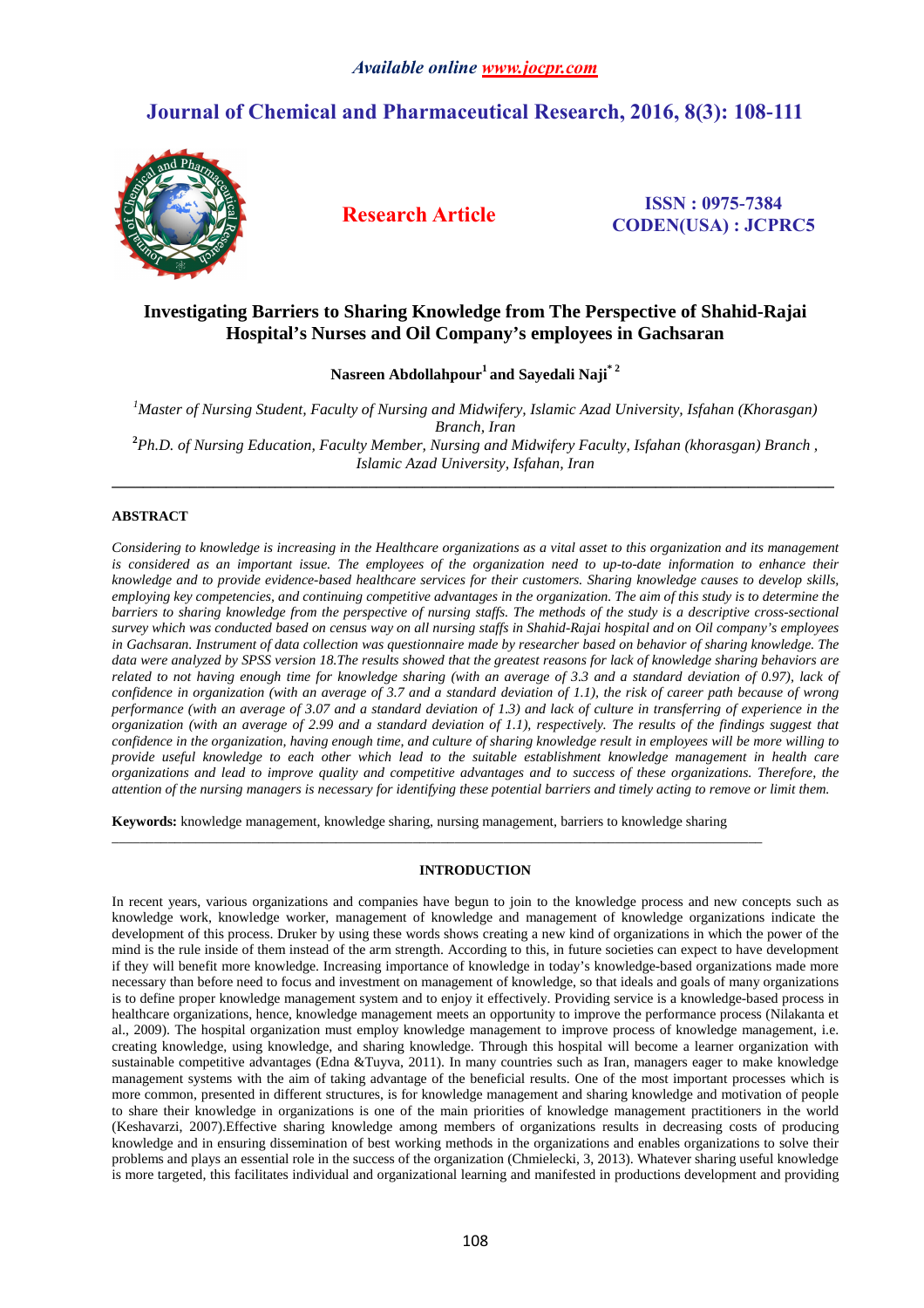*Available online www.jocpr.com*

# Journal of Chemical and Pharmaceutical Research, 2016, 8(3): 108-111

**Research Article**

**ISSN : 0975-7384**
**CODEN(USA) : JCPRC5**

## Investigating Barriers to Sharing Knowledge from The Perspective of Shahid-Rajai Hospital's Nurses and Oil Company's employees in Gachsaran

**Nasreen Abdollahpour[1] and Sayedali Naji[*2]**

[1]*Master of Nursing Student, Faculty of Nursing and Midwifery, Islamic Azad University, Isfahan (Khorasgan) Branch, Iran*

[2]*Ph.D. of Nursing Education, Faculty Member, Nursing and Midwifery Faculty, Isfahan (khorasgan) Branch , Islamic Azad University, Isfahan, Iran*

---

### ABSTRACT

*Considering to knowledge is increasing in the Healthcare organizations as a vital asset to this organization and its management is considered as an important issue. The employees of the organization need to up-to-date information to enhance their knowledge and to provide evidence-based healthcare services for their customers. Sharing knowledge causes to develop skills, employing key competencies, and continuing competitive advantages in the organization. The aim of this study is to determine the barriers to sharing knowledge from the perspective of nursing staffs. The methods of the study is a descriptive cross-sectional survey which was conducted based on census way on all nursing staffs in Shahid-Rajai hospital and on Oil company's employees in Gachsaran. Instrument of data collection was questionnaire made by researcher based on behavior of sharing knowledge. The data were analyzed by SPSS version 18.The results showed that the greatest reasons for lack of knowledge sharing behaviors are related to not having enough time for knowledge sharing (with an average of 3.3 and a standard deviation of 0.97), lack of confidence in organization (with an average of 3.7 and a standard deviation of 1.1), the risk of career path because of wrong performance (with an average of 3.07 and a standard deviation of 1.3) and lack of culture in transferring of experience in the organization (with an average of 2.99 and a standard deviation of 1.1), respectively. The results of the findings suggest that confidence in the organization, having enough time, and culture of sharing knowledge result in employees will be more willing to provide useful knowledge to each other which lead to the suitable establishment knowledge management in health care organizations and lead to improve quality and competitive advantages and to success of these organizations. Therefore, the attention of the nursing managers is necessary for identifying these potential barriers and timely acting to remove or limit them.*

**Keywords:** knowledge management, knowledge sharing, nursing management, barriers to knowledge sharing

---

### INTRODUCTION

In recent years, various organizations and companies have begun to join to the knowledge process and new concepts such as knowledge work, knowledge worker, management of knowledge and management of knowledge organizations indicate the development of this process. Druker by using these words shows creating a new kind of organizations in which the power of the mind is the rule inside of them instead of the arm strength. According to this, in future societies can expect to have development if they will benefit more knowledge. Increasing importance of knowledge in today's knowledge-based organizations made more necessary than before need to focus and investment on management of knowledge, so that ideals and goals of many organizations is to define proper knowledge management system and to enjoy it effectively. Providing service is a knowledge-based process in healthcare organizations, hence, knowledge management meets an opportunity to improve the performance process (Nilakanta et al., 2009). The hospital organization must employ knowledge management to improve process of knowledge management, i.e. creating knowledge, using knowledge, and sharing knowledge. Through this hospital will become a learner organization with sustainable competitive advantages (Edna &Tuyva, 2011). In many countries such as Iran, managers eager to make knowledge management systems with the aim of taking advantage of the beneficial results. One of the most important processes which is more common, presented in different structures, is for knowledge management and sharing knowledge and motivation of people to share their knowledge in organizations is one of the main priorities of knowledge management practitioners in the world (Keshavarzi, 2007).Effective sharing knowledge among members of organizations results in decreasing costs of producing knowledge and in ensuring dissemination of best working methods in the organizations and enables organizations to solve their problems and plays an essential role in the success of the organization (Chmielecki, 3, 2013). Whatever sharing useful knowledge is more targeted, this facilitates individual and organizational learning and manifested in productions development and providing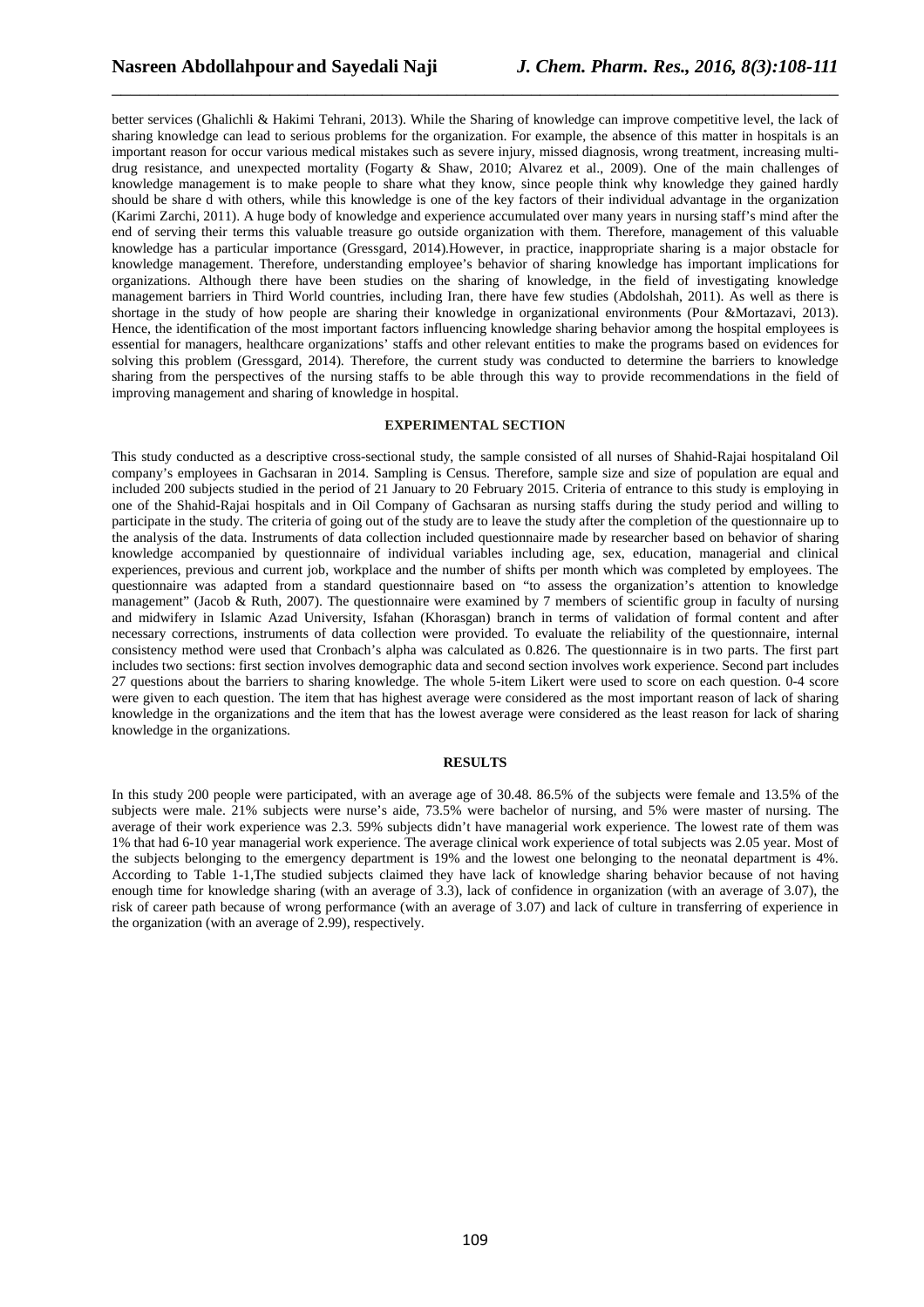better services (Ghalichli & Hakimi Tehrani, 2013). While the Sharing of knowledge can improve competitive level, the lack of sharing knowledge can lead to serious problems for the organization. For example, the absence of this matter in hospitals is an important reason for occur various medical mistakes such as severe injury, missed diagnosis, wrong treatment, increasing multi-drug resistance, and unexpected mortality (Fogarty & Shaw, 2010; Alvarez et al., 2009). One of the main challenges of knowledge management is to make people to share what they know, since people think why knowledge they gained hardly should be share d with others, while this knowledge is one of the key factors of their individual advantage in the organization (Karimi Zarchi, 2011). A huge body of knowledge and experience accumulated over many years in nursing staff's mind after the end of serving their terms this valuable treasure go outside organization with them. Therefore, management of this valuable knowledge has a particular importance (Gressgard, 2014).However, in practice, inappropriate sharing is a major obstacle for knowledge management. Therefore, understanding employee's behavior of sharing knowledge has important implications for organizations. Although there have been studies on the sharing of knowledge, in the field of investigating knowledge management barriers in Third World countries, including Iran, there have few studies (Abdolshah, 2011). As well as there is shortage in the study of how people are sharing their knowledge in organizational environments (Pour &Mortazavi, 2013). Hence, the identification of the most important factors influencing knowledge sharing behavior among the hospital employees is essential for managers, healthcare organizations' staffs and other relevant entities to make the programs based on evidences for solving this problem (Gressgard, 2014). Therefore, the current study was conducted to determine the barriers to knowledge sharing from the perspectives of the nursing staffs to be able through this way to provide recommendations in the field of improving management and sharing of knowledge in hospital.

## EXPERIMENTAL SECTION

This study conducted as a descriptive cross-sectional study, the sample consisted of all nurses of Shahid-Rajai hospitaland Oil company's employees in Gachsaran in 2014. Sampling is Census. Therefore, sample size and size of population are equal and included 200 subjects studied in the period of 21 January to 20 February 2015. Criteria of entrance to this study is employing in one of the Shahid-Rajai hospitals and in Oil Company of Gachsaran as nursing staffs during the study period and willing to participate in the study. The criteria of going out of the study are to leave the study after the completion of the questionnaire up to the analysis of the data. Instruments of data collection included questionnaire made by researcher based on behavior of sharing knowledge accompanied by questionnaire of individual variables including age, sex, education, managerial and clinical experiences, previous and current job, workplace and the number of shifts per month which was completed by employees. The questionnaire was adapted from a standard questionnaire based on "to assess the organization's attention to knowledge management" (Jacob & Ruth, 2007). The questionnaire were examined by 7 members of scientific group in faculty of nursing and midwifery in Islamic Azad University, Isfahan (Khorasgan) branch in terms of validation of formal content and after necessary corrections, instruments of data collection were provided. To evaluate the reliability of the questionnaire, internal consistency method were used that Cronbach's alpha was calculated as 0.826. The questionnaire is in two parts. The first part includes two sections: first section involves demographic data and second section involves work experience. Second part includes 27 questions about the barriers to sharing knowledge. The whole 5-item Likert were used to score on each question. 0-4 score were given to each question. The item that has highest average were considered as the most important reason of lack of sharing knowledge in the organizations and the item that has the lowest average were considered as the least reason for lack of sharing knowledge in the organizations.

## RESULTS

In this study 200 people were participated, with an average age of 30.48. 86.5% of the subjects were female and 13.5% of the subjects were male. 21% subjects were nurse's aide, 73.5% were bachelor of nursing, and 5% were master of nursing. The average of their work experience was 2.3. 59% subjects didn't have managerial work experience. The lowest rate of them was 1% that had 6-10 year managerial work experience. The average clinical work experience of total subjects was 2.05 year. Most of the subjects belonging to the emergency department is 19% and the lowest one belonging to the neonatal department is 4%. According to Table 1-1,The studied subjects claimed they have lack of knowledge sharing behavior because of not having enough time for knowledge sharing (with an average of 3.3), lack of confidence in organization (with an average of 3.07), the risk of career path because of wrong performance (with an average of 3.07) and lack of culture in transferring of experience in the organization (with an average of 2.99), respectively.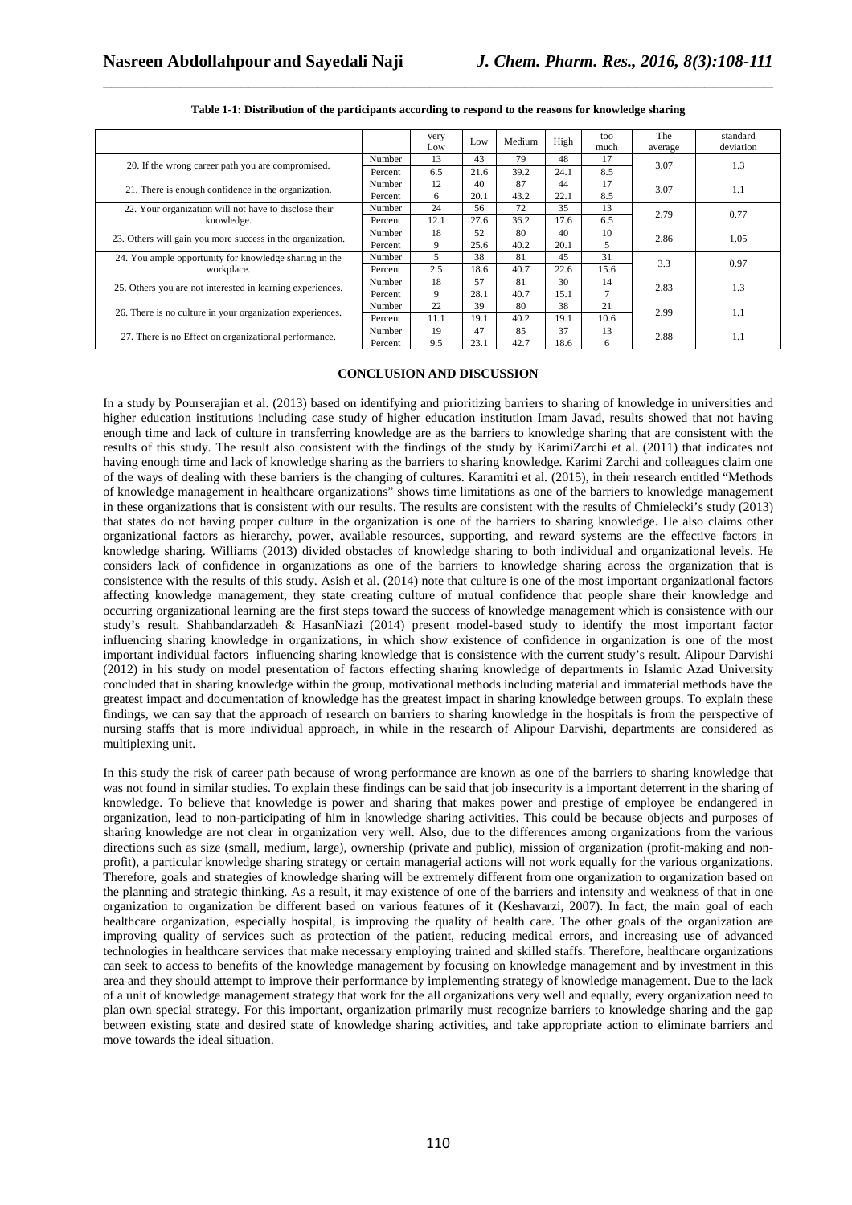**Table 1-1: Distribution of the participants according to respond to the reasons for knowledge sharing**

| | | very Low | Low | Medium | High | too much | The average | standard deviation |
|---|---|---|---|---|---|---|---|---|
| 20. If the wrong career path you are compromised. | Number | 13 | 43 | 79 | 48 | 17 | 3.07 | 1.3 |
| | Percent | 6.5 | 21.6 | 39.2 | 24.1 | 8.5 | | |
| 21. There is enough confidence in the organization. | Number | 12 | 40 | 87 | 44 | 17 | 3.07 | 1.1 |
| | Percent | 6 | 20.1 | 43.2 | 22.1 | 8.5 | | |
| 22. Your organization will not have to disclose their knowledge. | Number | 24 | 56 | 72 | 35 | 13 | 2.79 | 0.77 |
| | Percent | 12.1 | 27.6 | 36.2 | 17.6 | 6.5 | | |
| 23. Others will gain you more success in the organization. | Number | 18 | 52 | 80 | 40 | 10 | 2.86 | 1.05 |
| | Percent | 9 | 25.6 | 40.2 | 20.1 | 5 | | |
| 24. You ample opportunity for knowledge sharing in the workplace. | Number | 5 | 38 | 81 | 45 | 31 | 3.3 | 0.97 |
| | Percent | 2.5 | 18.6 | 40.7 | 22.6 | 15.6 | | |
| 25. Others you are not interested in learning experiences. | Number | 18 | 57 | 81 | 30 | 14 | 2.83 | 1.3 |
| | Percent | 9 | 28.1 | 40.7 | 15.1 | 7 | | |
| 26. There is no culture in your organization experiences. | Number | 22 | 39 | 80 | 38 | 21 | 2.99 | 1.1 |
| | Percent | 11.1 | 19.1 | 40.2 | 19.1 | 10.6 | | |
| 27. There is no Effect on organizational performance. | Number | 19 | 47 | 85 | 37 | 13 | 2.88 | 1.1 |
| | Percent | 9.5 | 23.1 | 42.7 | 18.6 | 6 | | |

## CONCLUSION AND DISCUSSION

In a study by Pourserajian et al. (2013) based on identifying and prioritizing barriers to sharing of knowledge in universities and higher education institutions including case study of higher education institution Imam Javad, results showed that not having enough time and lack of culture in transferring knowledge are as the barriers to knowledge sharing that are consistent with the results of this study. The result also consistent with the findings of the study by KarimiZarchi et al. (2011) that indicates not having enough time and lack of knowledge sharing as the barriers to sharing knowledge. Karimi Zarchi and colleagues claim one of the ways of dealing with these barriers is the changing of cultures. Karamitri et al. (2015), in their research entitled "Methods of knowledge management in healthcare organizations" shows time limitations as one of the barriers to knowledge management in these organizations that is consistent with our results. The results are consistent with the results of Chmielecki's study (2013) that states do not having proper culture in the organization is one of the barriers to sharing knowledge. He also claims other organizational factors as hierarchy, power, available resources, supporting, and reward systems are the effective factors in knowledge sharing. Williams (2013) divided obstacles of knowledge sharing to both individual and organizational levels. He considers lack of confidence in organizations as one of the barriers to knowledge sharing across the organization that is consistence with the results of this study. Asish et al. (2014) note that culture is one of the most important organizational factors affecting knowledge management, they state creating culture of mutual confidence that people share their knowledge and occurring organizational learning are the first steps toward the success of knowledge management which is consistence with our study's result. Shahbandarzadeh & HasanNiazi (2014) present model-based study to identify the most important factor influencing sharing knowledge in organizations, in which show existence of confidence in organization is one of the most important individual factors influencing sharing knowledge that is consistence with the current study's result. Alipour Darvishi (2012) in his study on model presentation of factors effecting sharing knowledge of departments in Islamic Azad University concluded that in sharing knowledge within the group, motivational methods including material and immaterial methods have the greatest impact and documentation of knowledge has the greatest impact in sharing knowledge between groups. To explain these findings, we can say that the approach of research on barriers to sharing knowledge in the hospitals is from the perspective of nursing staffs that is more individual approach, in while in the research of Alipour Darvishi, departments are considered as multiplexing unit.

In this study the risk of career path because of wrong performance are known as one of the barriers to sharing knowledge that was not found in similar studies. To explain these findings can be said that job insecurity is a important deterrent in the sharing of knowledge. To believe that knowledge is power and sharing that makes power and prestige of employee be endangered in organization, lead to non-participating of him in knowledge sharing activities. This could be because objects and purposes of sharing knowledge are not clear in organization very well. Also, due to the differences among organizations from the various directions such as size (small, medium, large), ownership (private and public), mission of organization (profit-making and non-profit), a particular knowledge sharing strategy or certain managerial actions will not work equally for the various organizations. Therefore, goals and strategies of knowledge sharing will be extremely different from one organization to organization based on the planning and strategic thinking. As a result, it may existence of one of the barriers and intensity and weakness of that in one organization to organization be different based on various features of it (Keshavarzi, 2007). In fact, the main goal of each healthcare organization, especially hospital, is improving the quality of health care. The other goals of the organization are improving quality of services such as protection of the patient, reducing medical errors, and increasing use of advanced technologies in healthcare services that make necessary employing trained and skilled staffs. Therefore, healthcare organizations can seek to access to benefits of the knowledge management by focusing on knowledge management and by investment in this area and they should attempt to improve their performance by implementing strategy of knowledge management. Due to the lack of a unit of knowledge management strategy that work for the all organizations very well and equally, every organization need to plan own special strategy. For this important, organization primarily must recognize barriers to knowledge sharing and the gap between existing state and desired state of knowledge sharing activities, and take appropriate action to eliminate barriers and move towards the ideal situation.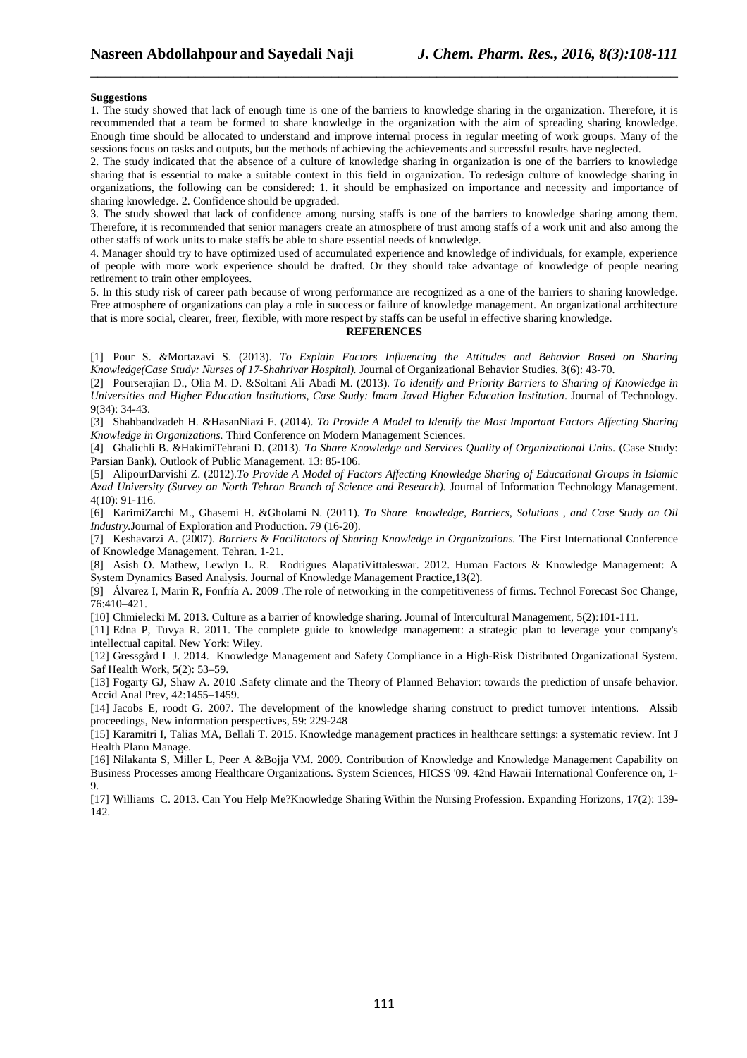**Suggestions**

1. The study showed that lack of enough time is one of the barriers to knowledge sharing in the organization. Therefore, it is recommended that a team be formed to share knowledge in the organization with the aim of spreading sharing knowledge. Enough time should be allocated to understand and improve internal process in regular meeting of work groups. Many of the sessions focus on tasks and outputs, but the methods of achieving the achievements and successful results have neglected.

2. The study indicated that the absence of a culture of knowledge sharing in organization is one of the barriers to knowledge sharing that is essential to make a suitable context in this field in organization. To redesign culture of knowledge sharing in organizations, the following can be considered: 1. it should be emphasized on importance and necessity and importance of sharing knowledge. 2. Confidence should be upgraded.

3. The study showed that lack of confidence among nursing staffs is one of the barriers to knowledge sharing among them. Therefore, it is recommended that senior managers create an atmosphere of trust among staffs of a work unit and also among the other staffs of work units to make staffs be able to share essential needs of knowledge.

4. Manager should try to have optimized used of accumulated experience and knowledge of individuals, for example, experience of people with more work experience should be drafted. Or they should take advantage of knowledge of people nearing retirement to train other employees.

5. In this study risk of career path because of wrong performance are recognized as a one of the barriers to sharing knowledge. Free atmosphere of organizations can play a role in success or failure of knowledge management. An organizational architecture that is more social, clearer, freer, flexible, with more respect by staffs can be useful in effective sharing knowledge.

**REFERENCES**

[1] Pour S. &Mortazavi S. (2013). *To Explain Factors Influencing the Attitudes and Behavior Based on Sharing Knowledge(Case Study: Nurses of 17-Shahrivar Hospital).* Journal of Organizational Behavior Studies. 3(6): 43-70.

[2] Pourserajian D., Olia M. D. &Soltani Ali Abadi M. (2013). *To identify and Priority Barriers to Sharing of Knowledge in Universities and Higher Education Institutions, Case Study: Imam Javad Higher Education Institution*. Journal of Technology. 9(34): 34-43.

[3] Shahbandzadeh H. &HasanNiazi F. (2014). *To Provide A Model to Identify the Most Important Factors Affecting Sharing Knowledge in Organizations.* Third Conference on Modern Management Sciences.

[4] Ghalichli B. &HakimiTehrani D. (2013). *To Share Knowledge and Services Quality of Organizational Units.* (Case Study: Parsian Bank). Outlook of Public Management. 13: 85-106.

[5] AlipourDarvishi Z. (2012).*To Provide A Model of Factors Affecting Knowledge Sharing of Educational Groups in Islamic Azad University (Survey on North Tehran Branch of Science and Research).* Journal of Information Technology Management. 4(10): 91-116.

[6] KarimiZarchi M., Ghasemi H. &Gholami N. (2011). *To Share knowledge, Barriers, Solutions , and Case Study on Oil Industry.*Journal of Exploration and Production. 79 (16-20).

[7] Keshavarzi A. (2007). *Barriers & Facilitators of Sharing Knowledge in Organizations.* The First International Conference of Knowledge Management. Tehran. 1-21.

[8] Asish O. Mathew, Lewlyn L. R. Rodrigues AlapatiVittaleswar. 2012. Human Factors & Knowledge Management: A System Dynamics Based Analysis. Journal of Knowledge Management Practice,13(2).

[9] Álvarez I, Marin R, Fonfría A. 2009 .The role of networking in the competitiveness of firms. Technol Forecast Soc Change, 76:410–421.

[10] Chmielecki M. 2013. Culture as a barrier of knowledge sharing. Journal of Intercultural Management, 5(2):101-111.

[11] Edna P, Tuvya R. 2011. The complete guide to knowledge management: a strategic plan to leverage your company's intellectual capital. New York: Wiley.

[12] Gressgård L J. 2014. Knowledge Management and Safety Compliance in a High-Risk Distributed Organizational System. Saf Health Work, 5(2): 53–59.

[13] Fogarty GJ, Shaw A. 2010 .Safety climate and the Theory of Planned Behavior: towards the prediction of unsafe behavior. Accid Anal Prev, 42:1455–1459.

[14] Jacobs E, roodt G. 2007. The development of the knowledge sharing construct to predict turnover intentions. Alssib proceedings, New information perspectives, 59: 229-248

[15] Karamitri I, Talias MA, Bellali T. 2015. Knowledge management practices in healthcare settings: a systematic review. Int J Health Plann Manage.

[16] Nilakanta S, Miller L, Peer A &Bojja VM. 2009. Contribution of Knowledge and Knowledge Management Capability on Business Processes among Healthcare Organizations. System Sciences, HICSS '09. 42nd Hawaii International Conference on, 1-9.

[17] Williams C. 2013. Can You Help Me?Knowledge Sharing Within the Nursing Profession. Expanding Horizons, 17(2): 139-142.